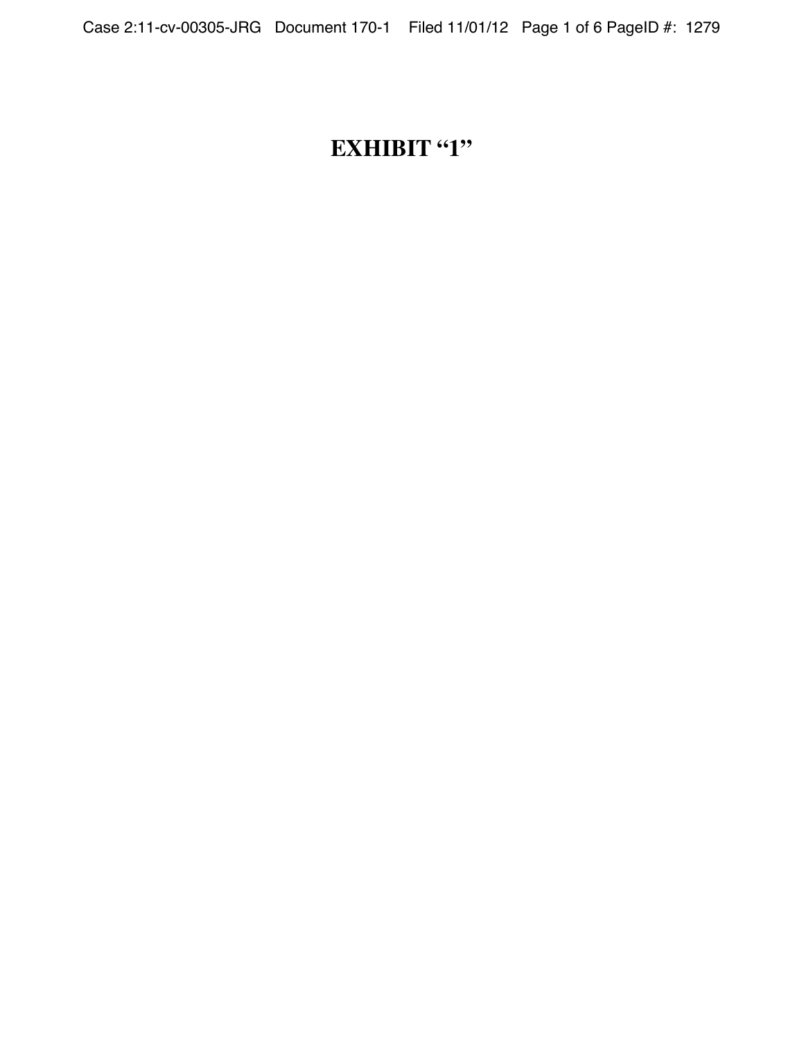# EXHIBIT “1”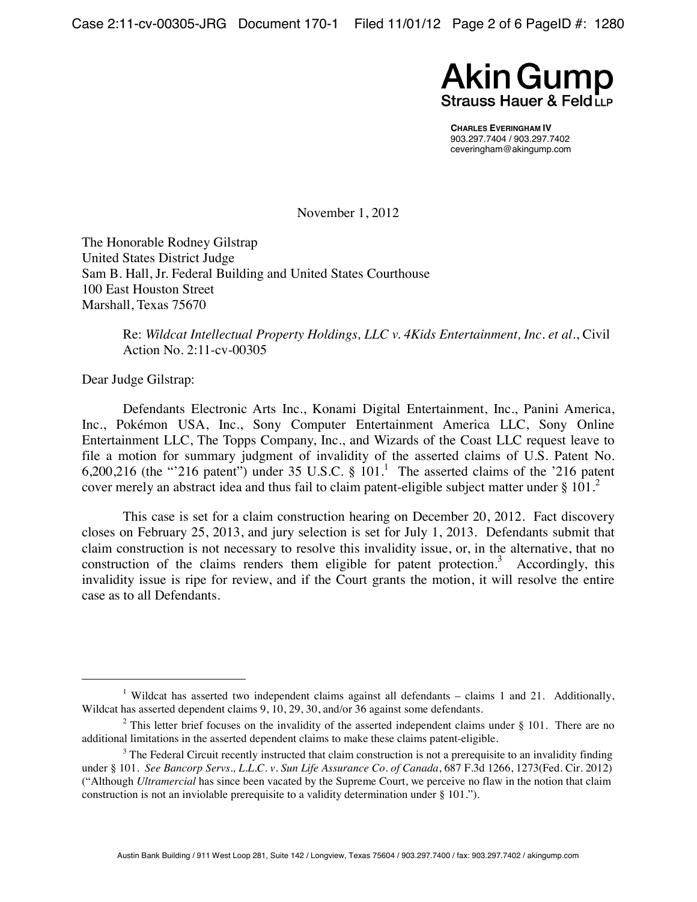**Akin Gump**
**Strauss Hauer & Feld LLP**

**CHARLES EVERINGHAM IV**
903.297.7404 / 903.297.7402
ceveringham@akingump.com

November 1, 2012

The Honorable Rodney Gilstrap
United States District Judge
Sam B. Hall, Jr. Federal Building and United States Courthouse
100 East Houston Street
Marshall, Texas 75670

Re: *Wildcat Intellectual Property Holdings, LLC v. 4Kids Entertainment, Inc. et al.*, Civil Action No. 2:11-cv-00305

Dear Judge Gilstrap:

Defendants Electronic Arts Inc., Konami Digital Entertainment, Inc., Panini America, Inc., Pokémon USA, Inc., Sony Computer Entertainment America LLC, Sony Online Entertainment LLC, The Topps Company, Inc., and Wizards of the Coast LLC request leave to file a motion for summary judgment of invalidity of the asserted claims of U.S. Patent No. 6,200,216 (the "'216 patent") under 35 U.S.C. § 101.[1] The asserted claims of the '216 patent cover merely an abstract idea and thus fail to claim patent-eligible subject matter under § 101.[2]

This case is set for a claim construction hearing on December 20, 2012. Fact discovery closes on February 25, 2013, and jury selection is set for July 1, 2013. Defendants submit that claim construction is not necessary to resolve this invalidity issue, or, in the alternative, that no construction of the claims renders them eligible for patent protection.[3] Accordingly, this invalidity issue is ripe for review, and if the Court grants the motion, it will resolve the entire case as to all Defendants.

---

[1] Wildcat has asserted two independent claims against all defendants – claims 1 and 21. Additionally, Wildcat has asserted dependent claims 9, 10, 29, 30, and/or 36 against some defendants.

[2] This letter brief focuses on the invalidity of the asserted independent claims under § 101. There are no additional limitations in the asserted dependent claims to make these claims patent-eligible.

[3] The Federal Circuit recently instructed that claim construction is not a prerequisite to an invalidity finding under § 101. *See Bancorp Servs., L.L.C. v. Sun Life Assurance Co. of Canada*, 687 F.3d 1266, 1273(Fed. Cir. 2012) ("Although *Ultramercial* has since been vacated by the Supreme Court, we perceive no flaw in the notion that claim construction is not an inviolable prerequisite to a validity determination under § 101.").

Austin Bank Building / 911 West Loop 281, Suite 142 / Longview, Texas 75604 / 903.297.7400 / fax: 903.297.7402 / akingump.com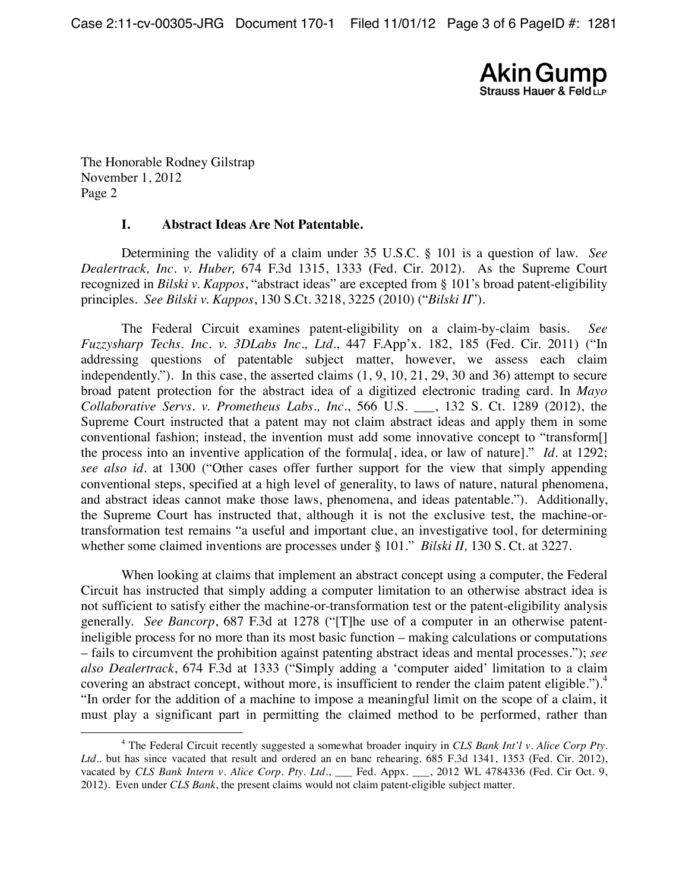The Honorable Rodney Gilstrap
November 1, 2012
Page 2

## I. Abstract Ideas Are Not Patentable.

Determining the validity of a claim under 35 U.S.C. § 101 is a question of law. *See Dealertrack, Inc. v. Huber,* 674 F.3d 1315, 1333 (Fed. Cir. 2012). As the Supreme Court recognized in *Bilski v. Kappos*, "abstract ideas" are excepted from § 101's broad patent-eligibility principles. *See Bilski v. Kappos*, 130 S.Ct. 3218, 3225 (2010) ("*Bilski II*").

The Federal Circuit examines patent-eligibility on a claim-by-claim basis. *See Fuzzysharp Techs. Inc. v. 3DLabs Inc., Ltd.*, 447 F.App'x. 182, 185 (Fed. Cir. 2011) ("In addressing questions of patentable subject matter, however, we assess each claim independently."). In this case, the asserted claims (1, 9, 10, 21, 29, 30 and 36) attempt to secure broad patent protection for the abstract idea of a digitized electronic trading card. In *Mayo Collaborative Servs. v. Prometheus Labs., Inc.*, 566 U.S. ___, 132 S. Ct. 1289 (2012), the Supreme Court instructed that a patent may not claim abstract ideas and apply them in some conventional fashion; instead, the invention must add some innovative concept to "transform[] the process into an inventive application of the formula[, idea, or law of nature]." *Id.* at 1292; *see also id.* at 1300 ("Other cases offer further support for the view that simply appending conventional steps, specified at a high level of generality, to laws of nature, natural phenomena, and abstract ideas cannot make those laws, phenomena, and ideas patentable."). Additionally, the Supreme Court has instructed that, although it is not the exclusive test, the machine-or-transformation test remains "a useful and important clue, an investigative tool, for determining whether some claimed inventions are processes under § 101." *Bilski II,* 130 S. Ct. at 3227.

When looking at claims that implement an abstract concept using a computer, the Federal Circuit has instructed that simply adding a computer limitation to an otherwise abstract idea is not sufficient to satisfy either the machine-or-transformation test or the patent-eligibility analysis generally. *See Bancorp*, 687 F.3d at 1278 ("[T]he use of a computer in an otherwise patent-ineligible process for no more than its most basic function – making calculations or computations – fails to circumvent the prohibition against patenting abstract ideas and mental processes."); *see also Dealertrack*, 674 F.3d at 1333 ("Simply adding a 'computer aided' limitation to a claim covering an abstract concept, without more, is insufficient to render the claim patent eligible.").[4] "In order for the addition of a machine to impose a meaningful limit on the scope of a claim, it must play a significant part in permitting the claimed method to be performed, rather than

[4] The Federal Circuit recently suggested a somewhat broader inquiry in *CLS Bank Int'l v. Alice Corp Pty. Ltd.*. but has since vacated that result and ordered an en banc rehearing. 685 F.3d 1341, 1353 (Fed. Cir. 2012), vacated by *CLS Bank Intern v. Alice Corp. Pty. Ltd.*, ___ Fed. Appx. ___, 2012 WL 4784336 (Fed. Cir Oct. 9, 2012). Even under *CLS Bank*, the present claims would not claim patent-eligible subject matter.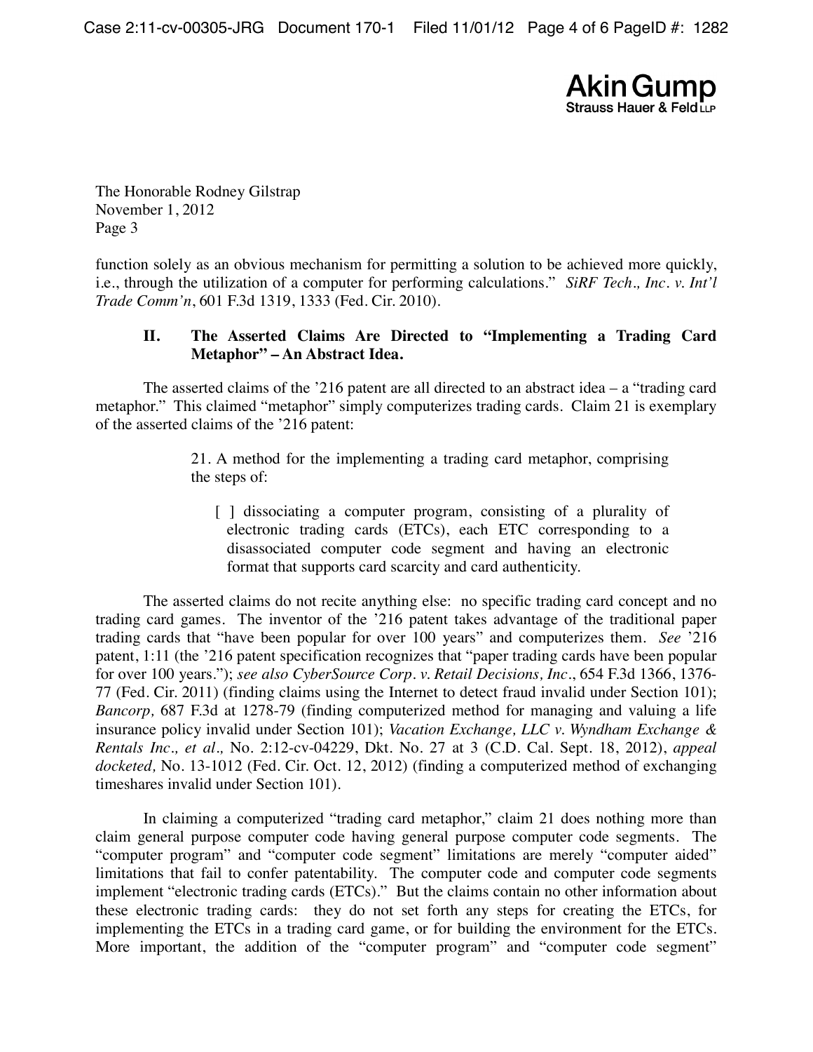The Honorable Rodney Gilstrap
November 1, 2012
Page 3

function solely as an obvious mechanism for permitting a solution to be achieved more quickly, i.e., through the utilization of a computer for performing calculations." *SiRF Tech., Inc. v. Int'l Trade Comm'n*, 601 F.3d 1319, 1333 (Fed. Cir. 2010).

## II. The Asserted Claims Are Directed to "Implementing a Trading Card Metaphor" – An Abstract Idea.

The asserted claims of the '216 patent are all directed to an abstract idea – a "trading card metaphor." This claimed "metaphor" simply computerizes trading cards. Claim 21 is exemplary of the asserted claims of the '216 patent:

> 21. A method for the implementing a trading card metaphor, comprising the steps of:
>
> > [ ] dissociating a computer program, consisting of a plurality of electronic trading cards (ETCs), each ETC corresponding to a disassociated computer code segment and having an electronic format that supports card scarcity and card authenticity.

The asserted claims do not recite anything else: no specific trading card concept and no trading card games. The inventor of the '216 patent takes advantage of the traditional paper trading cards that "have been popular for over 100 years" and computerizes them. *See* '216 patent, 1:11 (the '216 patent specification recognizes that "paper trading cards have been popular for over 100 years."); *see also CyberSource Corp. v. Retail Decisions, Inc.*, 654 F.3d 1366, 1376-77 (Fed. Cir. 2011) (finding claims using the Internet to detect fraud invalid under Section 101); *Bancorp,* 687 F.3d at 1278-79 (finding computerized method for managing and valuing a life insurance policy invalid under Section 101); *Vacation Exchange, LLC v. Wyndham Exchange & Rentals Inc., et al.,* No. 2:12-cv-04229, Dkt. No. 27 at 3 (C.D. Cal. Sept. 18, 2012), *appeal docketed,* No. 13-1012 (Fed. Cir. Oct. 12, 2012) (finding a computerized method of exchanging timeshares invalid under Section 101).

In claiming a computerized "trading card metaphor," claim 21 does nothing more than claim general purpose computer code having general purpose computer code segments. The "computer program" and "computer code segment" limitations are merely "computer aided" limitations that fail to confer patentability. The computer code and computer code segments implement "electronic trading cards (ETCs)." But the claims contain no other information about these electronic trading cards: they do not set forth any steps for creating the ETCs, for implementing the ETCs in a trading card game, or for building the environment for the ETCs. More important, the addition of the "computer program" and "computer code segment"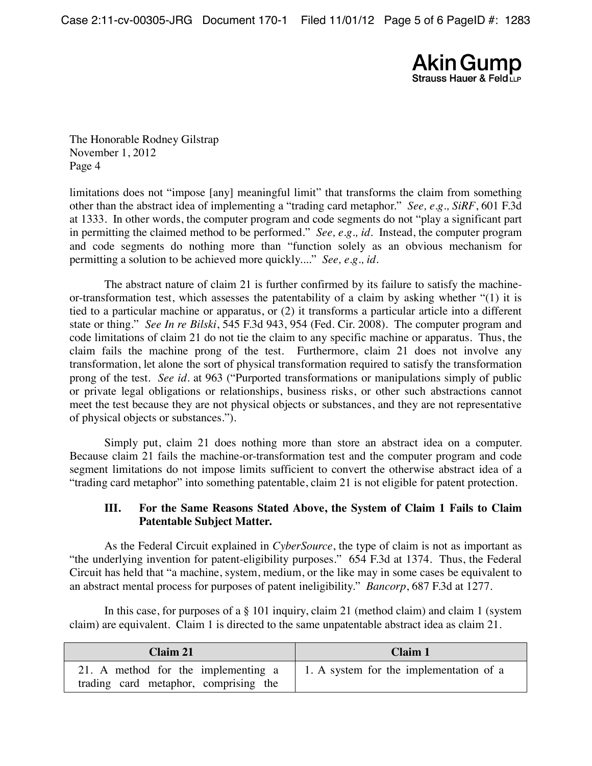limitations does not "impose [any] meaningful limit" that transforms the claim from something other than the abstract idea of implementing a "trading card metaphor." *See, e.g., SiRF*, 601 F.3d at 1333. In other words, the computer program and code segments do not "play a significant part in permitting the claimed method to be performed." *See, e.g., id.* Instead, the computer program and code segments do nothing more than "function solely as an obvious mechanism for permitting a solution to be achieved more quickly...." *See, e.g., id.*

The abstract nature of claim 21 is further confirmed by its failure to satisfy the machine-or-transformation test, which assesses the patentability of a claim by asking whether "(1) it is tied to a particular machine or apparatus, or (2) it transforms a particular article into a different state or thing." *See In re Bilski*, 545 F.3d 943, 954 (Fed. Cir. 2008). The computer program and code limitations of claim 21 do not tie the claim to any specific machine or apparatus. Thus, the claim fails the machine prong of the test. Furthermore, claim 21 does not involve any transformation, let alone the sort of physical transformation required to satisfy the transformation prong of the test. *See id.* at 963 ("Purported transformations or manipulations simply of public or private legal obligations or relationships, business risks, or other such abstractions cannot meet the test because they are not physical objects or substances, and they are not representative of physical objects or substances.").

Simply put, claim 21 does nothing more than store an abstract idea on a computer. Because claim 21 fails the machine-or-transformation test and the computer program and code segment limitations do not impose limits sufficient to convert the otherwise abstract idea of a "trading card metaphor" into something patentable, claim 21 is not eligible for patent protection.

### III. For the Same Reasons Stated Above, the System of Claim 1 Fails to Claim Patentable Subject Matter.

As the Federal Circuit explained in *CyberSource*, the type of claim is not as important as "the underlying invention for patent-eligibility purposes." 654 F.3d at 1374. Thus, the Federal Circuit has held that "a machine, system, medium, or the like may in some cases be equivalent to an abstract mental process for purposes of patent ineligibility." *Bancorp*, 687 F.3d at 1277.

In this case, for purposes of a § 101 inquiry, claim 21 (method claim) and claim 1 (system claim) are equivalent. Claim 1 is directed to the same unpatentable abstract idea as claim 21.

| Claim 21 | Claim 1 |
| --- | --- |
| 21. A method for the implementing a trading card metaphor, comprising the | 1. A system for the implementation of a |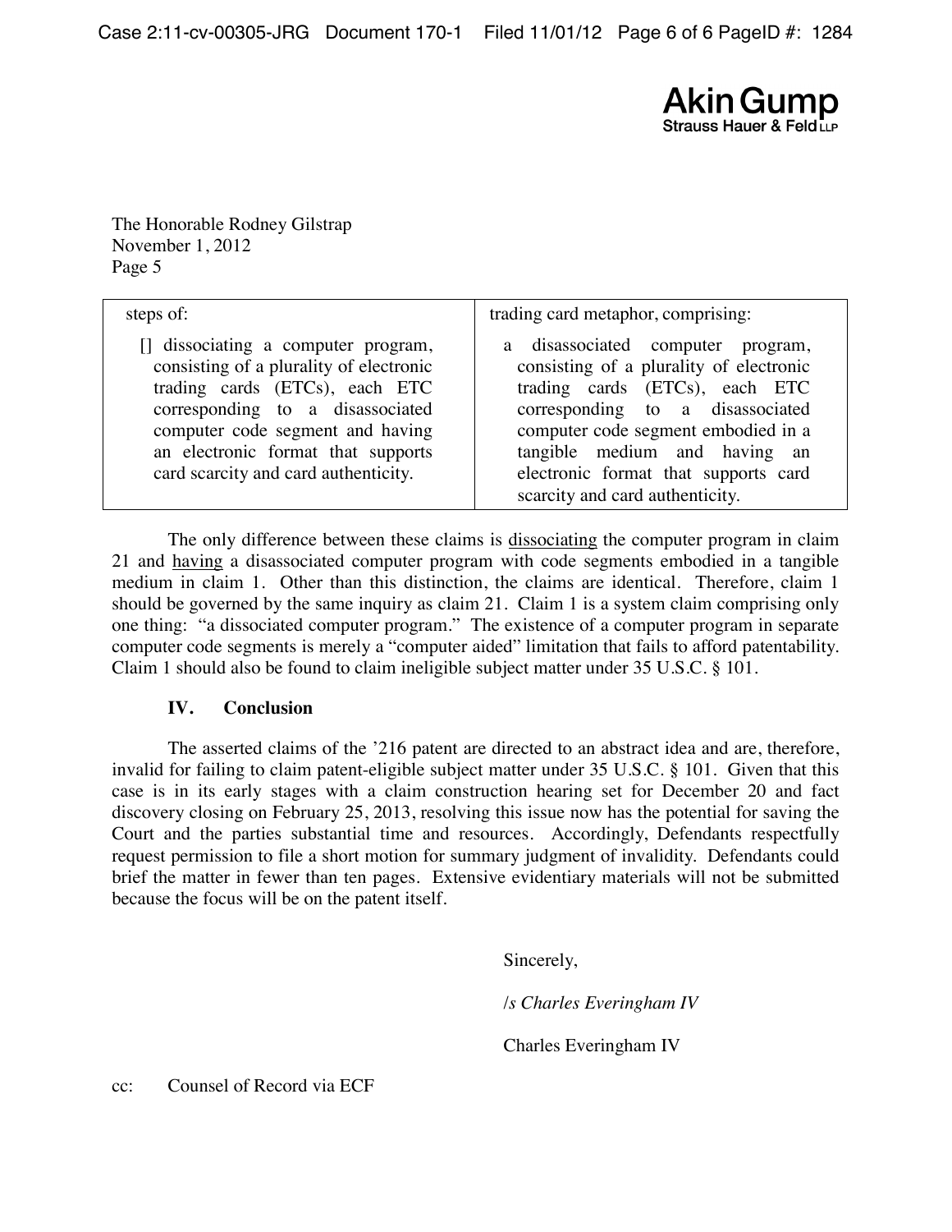The Honorable Rodney Gilstrap
November 1, 2012
Page 5

| | |
|---|---|
| steps of:<br><br>[] dissociating a computer program, consisting of a plurality of electronic trading cards (ETCs), each ETC corresponding to a disassociated computer code segment and having an electronic format that supports card scarcity and card authenticity. | trading card metaphor, comprising:<br><br>a disassociated computer program, consisting of a plurality of electronic trading cards (ETCs), each ETC corresponding to a disassociated computer code segment embodied in a tangible medium and having an electronic format that supports card scarcity and card authenticity. |

The only difference between these claims is <u>dissociating</u> the computer program in claim 21 and <u>having</u> a disassociated computer program with code segments embodied in a tangible medium in claim 1. Other than this distinction, the claims are identical. Therefore, claim 1 should be governed by the same inquiry as claim 21. Claim 1 is a system claim comprising only one thing: "a dissociated computer program." The existence of a computer program in separate computer code segments is merely a "computer aided" limitation that fails to afford patentability. Claim 1 should also be found to claim ineligible subject matter under 35 U.S.C. § 101.

## IV. Conclusion

The asserted claims of the '216 patent are directed to an abstract idea and are, therefore, invalid for failing to claim patent-eligible subject matter under 35 U.S.C. § 101. Given that this case is in its early stages with a claim construction hearing set for December 20 and fact discovery closing on February 25, 2013, resolving this issue now has the potential for saving the Court and the parties substantial time and resources. Accordingly, Defendants respectfully request permission to file a short motion for summary judgment of invalidity. Defendants could brief the matter in fewer than ten pages. Extensive evidentiary materials will not be submitted because the focus will be on the patent itself.

Sincerely,

/*s Charles Everingham IV*

Charles Everingham IV

cc: Counsel of Record via ECF